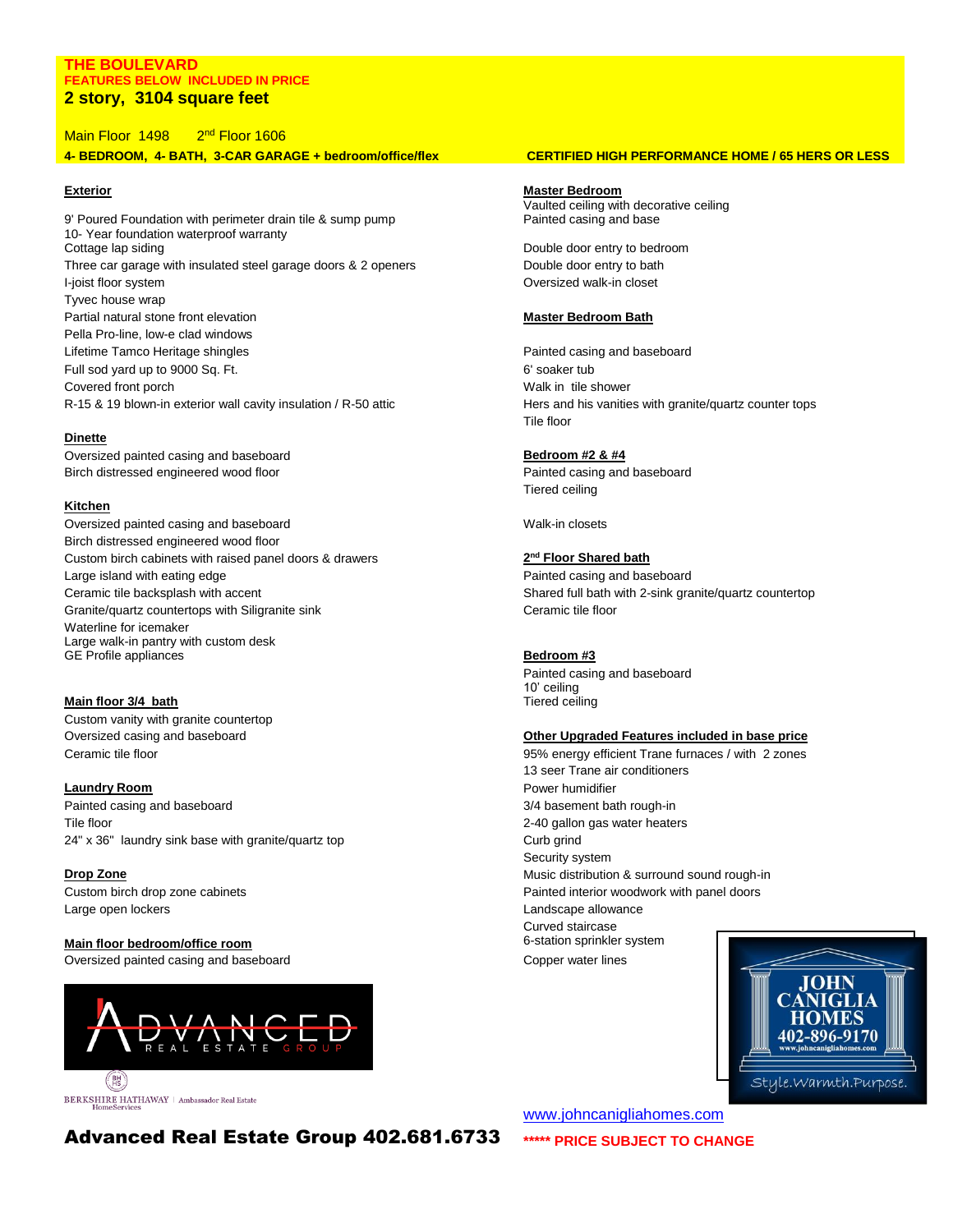# THE BOULEVARD

**FEATURES BELOW INCLUDED IN PRICE**

**2 story, 3104 square feet**

Main Floor 1498    2nd Floor 1606

**4- BEDROOM, 4- BATH, 3-CAR GARAGE + bedroom/office/flex**

**CERTIFIED HIGH PERFORMANCE HOME / 65 HERS OR LESS**

## Exterior

9' Poured Foundation with perimeter drain tile & sump pump
10- Year foundation waterproof warranty
Cottage lap siding
Three car garage with insulated steel garage doors & 2 openers
I-joist floor system
Tyvec house wrap
Partial natural stone front elevation
Pella Pro-line, low-e clad windows
Lifetime Tamco Heritage shingles
Full sod yard up to 9000 Sq. Ft.
Covered front porch
R-15 & 19 blown-in exterior wall cavity insulation / R-50 attic

## Dinette

Oversized painted casing and baseboard
Birch distressed engineered wood floor

## Kitchen

Oversized painted casing and baseboard
Birch distressed engineered wood floor
Custom birch cabinets with raised panel doors & drawers
Large island with eating edge
Ceramic tile backsplash with accent
Granite/quartz countertops with Siligranite sink
Waterline for icemaker
Large walk-in pantry with custom desk
GE Profile appliances

## Main floor 3/4 bath

Custom vanity with granite countertop
Oversized casing and baseboard
Ceramic tile floor

## Laundry Room

Painted casing and baseboard
Tile floor
24" x 36" laundry sink base with granite/quartz top

## Drop Zone

Custom birch drop zone cabinets
Large open lockers

## Main floor bedroom/office room

Oversized painted casing and baseboard

## Master Bedroom

Vaulted ceiling with decorative ceiling
Painted casing and base

Double door entry to bedroom
Double door entry to bath
Oversized walk-in closet

## Master Bedroom Bath

Painted casing and baseboard
6' soaker tub
Walk in tile shower
Hers and his vanities with granite/quartz counter tops
Tile floor

## Bedroom #2 & #4

Painted casing and baseboard
Tiered ceiling

Walk-in closets

## 2nd Floor Shared bath

Painted casing and baseboard
Shared full bath with 2-sink granite/quartz countertop
Ceramic tile floor

## Bedroom #3

Painted casing and baseboard
10' ceiling
Tiered ceiling

## Other Upgraded Features included in base price

95% energy efficient Trane furnaces / with 2 zones
13 seer Trane air conditioners
Power humidifier
3/4 basement bath rough-in
2-40 gallon gas water heaters
Curb grind
Security system
Music distribution & surround sound rough-in
Painted interior woodwork with panel doors
Landscape allowance
Curved staircase
6-station sprinkler system
Copper water lines

ADVANCED REAL ESTATE GROUP
BERKSHIRE HATHAWAY | Ambassador Real Estate HomeServices

JOHN CANIGLIA HOMES 402-896-9170 www.johncanigliahomes.com Style.Warmth.Purpose.

**Advanced Real Estate Group 402.681.6733**

www.johncanigliahomes.com

**\*\*\*\*\* PRICE SUBJECT TO CHANGE**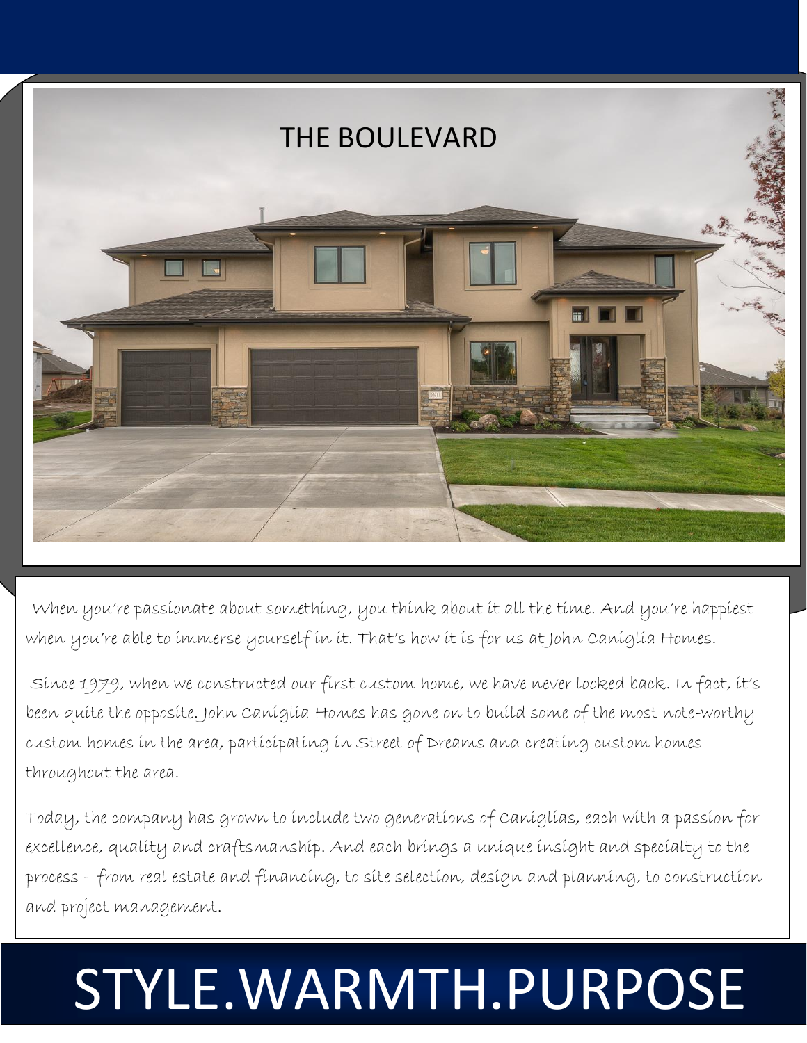# THE BOULEVARD

When you're passionate about something, you think about it all the time. And you're happiest when you're able to immerse yourself in it. That's how it is for us at John Caniglia Homes.

Since 1979, when we constructed our first custom home, we have never looked back. In fact, it's been quite the opposite. John Caniglia Homes has gone on to build some of the most note-worthy custom homes in the area, participating in Street of Dreams and creating custom homes throughout the area.

Today, the company has grown to include two generations of Caniglias, each with a passion for excellence, quality and craftsmanship. And each brings a unique insight and specialty to the process – from real estate and financing, to site selection, design and planning, to construction and project management.

# STYLE.WARMTH.PURPOSE